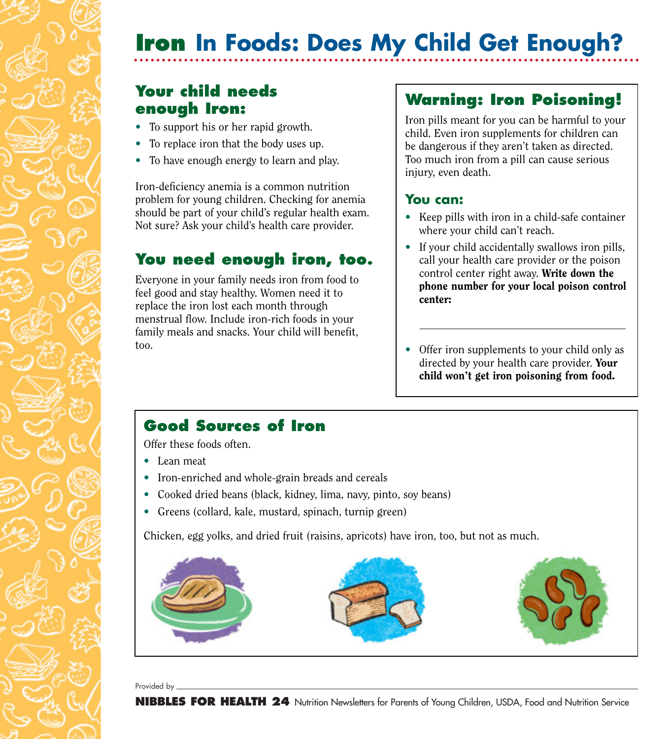# Iron In Foods: Does My Child Get Enough?

## Your child needs enough Iron:

- To support his or her rapid growth.
- To replace iron that the body uses up.
- To have enough energy to learn and play.

Iron-deficiency anemia is a common nutrition problem for young children. Checking for anemia should be part of your child's regular health exam. Not sure? Ask your child's health care provider.

## You need enough iron, too.

Everyone in your family needs iron from food to feel good and stay healthy. Women need it to replace the iron lost each month through menstrual flow. Include iron-rich foods in your family meals and snacks. Your child will benefit, too.

## Warning: Iron Poisoning!

Iron pills meant for you can be harmful to your child. Even iron supplements for children can be dangerous if they aren't taken as directed. Too much iron from a pill can cause serious injury, even death.

### You can:

- Keep pills with iron in a child-safe container where your child can't reach.
- If your child accidentally swallows iron pills, call your health care provider or the poison control center right away. **Write down the phone number for your local poison control center:**

  \_\_\_\_\_\_\_\_\_\_\_\_\_\_\_\_\_\_\_\_\_\_\_\_\_\_\_\_\_\_\_\_

- Offer iron supplements to your child only as directed by your health care provider. **Your child won't get iron poisoning from food.**

## Good Sources of Iron

Offer these foods often.

- Lean meat
- Iron-enriched and whole-grain breads and cereals
- Cooked dried beans (black, kidney, lima, navy, pinto, soy beans)
- Greens (collard, kale, mustard, spinach, turnip green)

Chicken, egg yolks, and dried fruit (raisins, apricots) have iron, too, but not as much.

Provided by \_\_\_\_\_\_\_\_\_\_\_\_\_\_\_\_\_\_\_\_\_\_\_\_\_\_\_\_\_\_\_\_

**NIBBLES FOR HEALTH 24** Nutrition Newsletters for Parents of Young Children, USDA, Food and Nutrition Service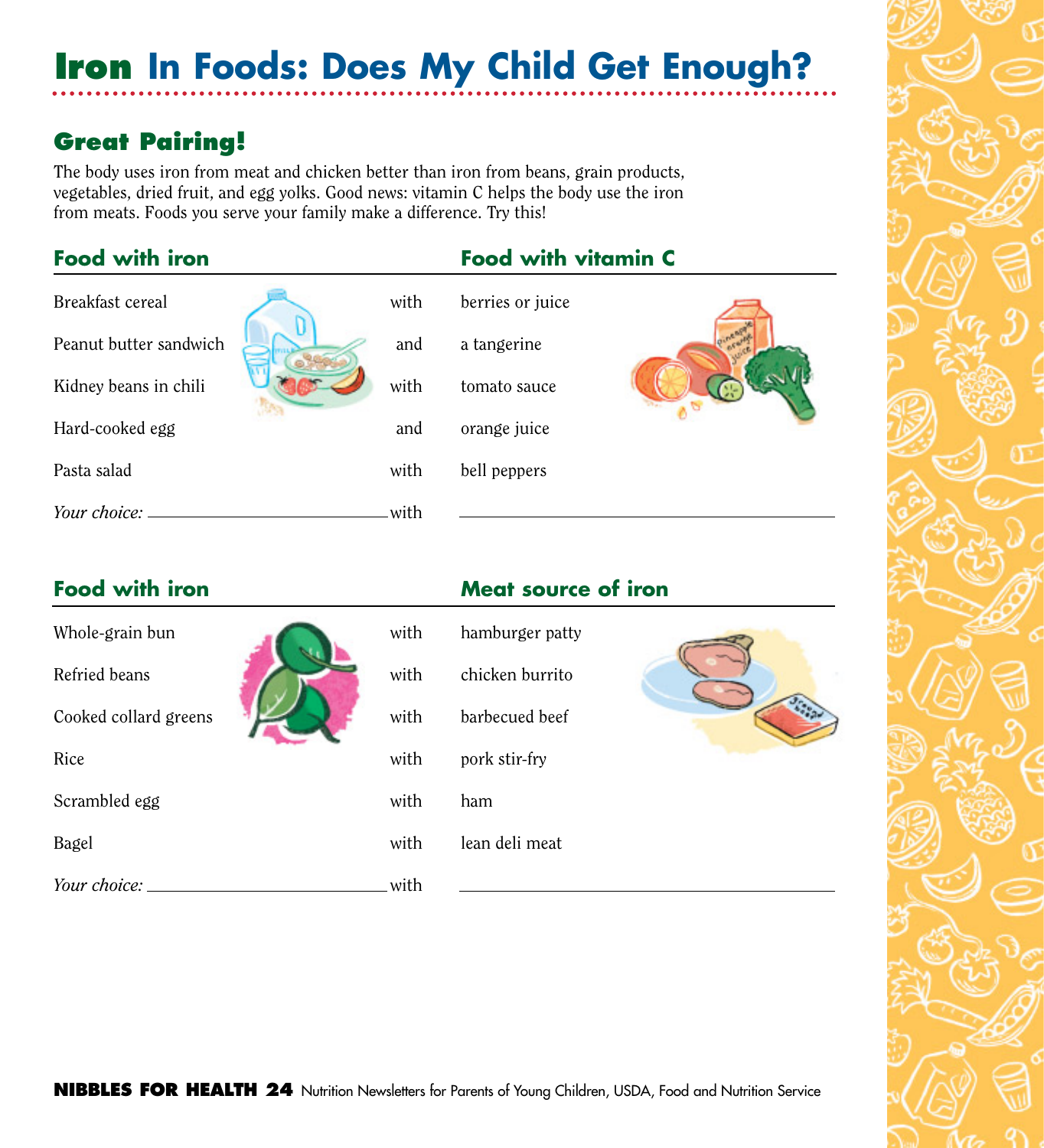# Iron In Foods: Does My Child Get Enough?

## Great Pairing!

The body uses iron from meat and chicken better than iron from beans, grain products, vegetables, dried fruit, and egg yolks. Good news: vitamin C helps the body use the iron from meats. Foods you serve your family make a difference. Try this!

| Food with iron | | Food with vitamin C |
|---|---|---|
| Breakfast cereal | with | berries or juice |
| Peanut butter sandwich | and | a tangerine |
| Kidney beans in chili | with | tomato sauce |
| Hard-cooked egg | and | orange juice |
| Pasta salad | with | bell peppers |
| *Your choice:* ________________ | with | ________________ |

| Food with iron | | Meat source of iron |
|---|---|---|
| Whole-grain bun | with | hamburger patty |
| Refried beans | with | chicken burrito |
| Cooked collard greens | with | barbecued beef |
| Rice | with | pork stir-fry |
| Scrambled egg | with | ham |
| Bagel | with | lean deli meat |
| *Your choice:* ________________ | with | ________________ |

**NIBBLES FOR HEALTH 24** Nutrition Newsletters for Parents of Young Children, USDA, Food and Nutrition Service